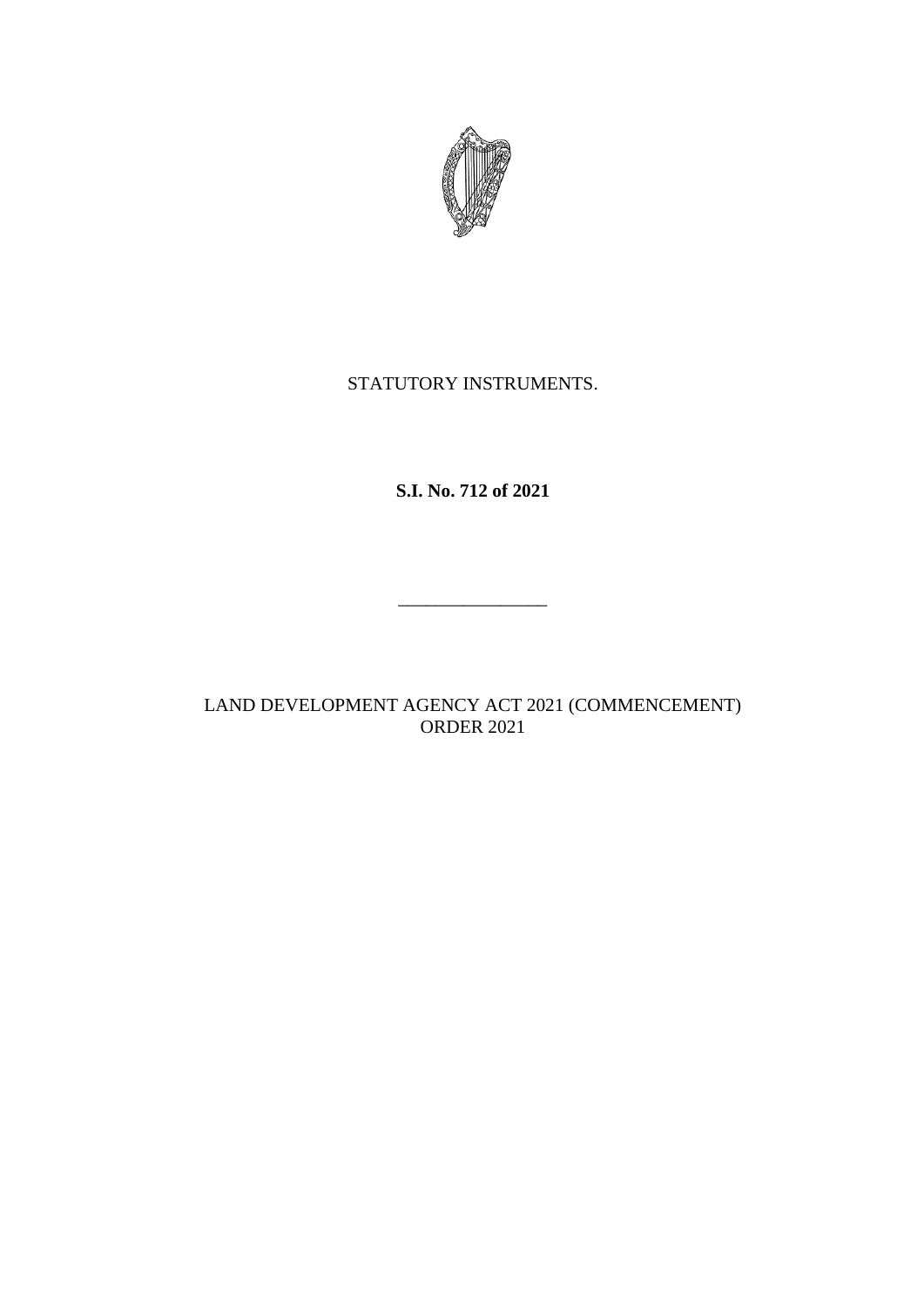STATUTORY INSTRUMENTS.

**S.I. No. 712 of 2021**

---

LAND DEVELOPMENT AGENCY ACT 2021 (COMMENCEMENT) ORDER 2021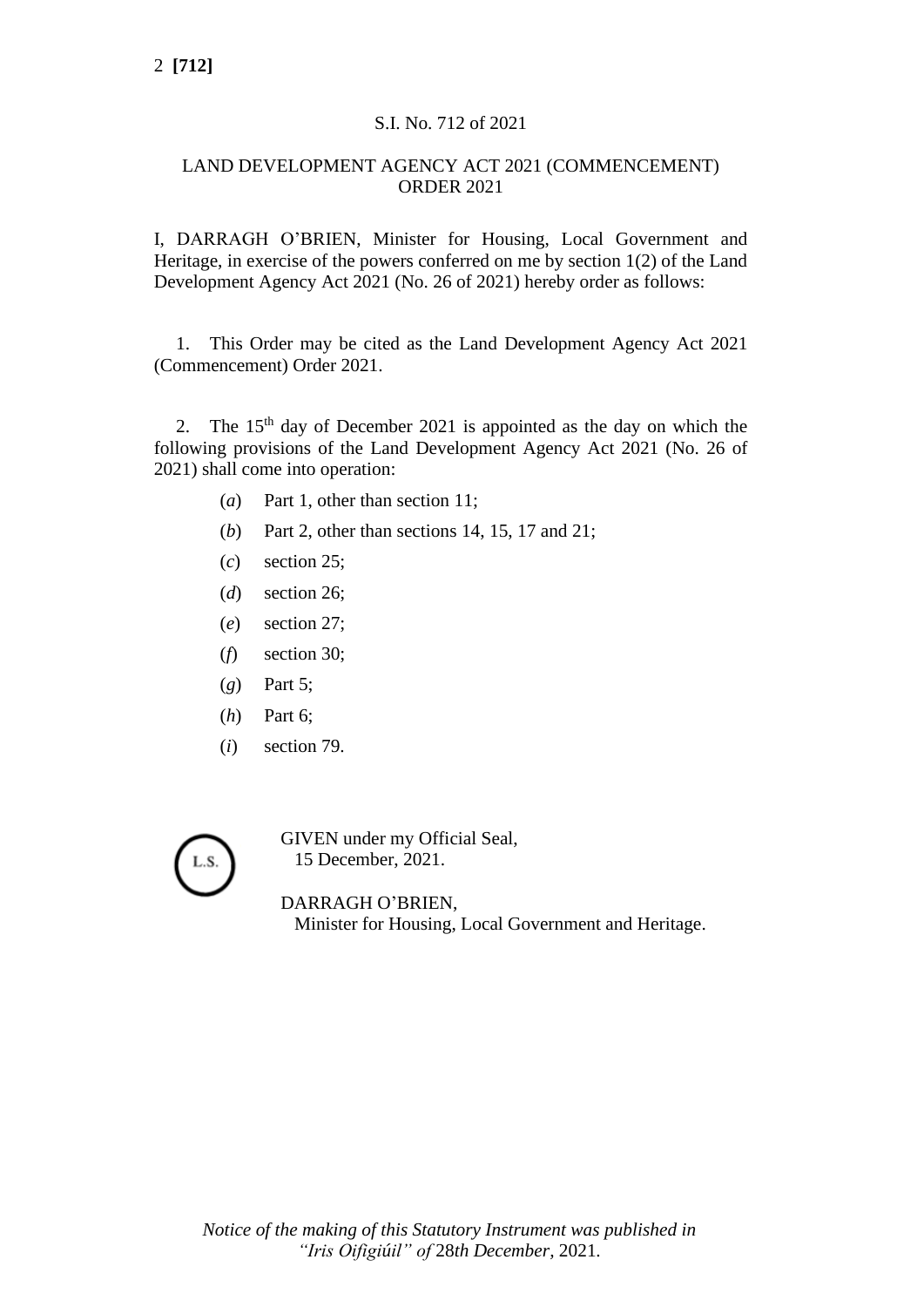S.I. No. 712 of 2021

LAND DEVELOPMENT AGENCY ACT 2021 (COMMENCEMENT) ORDER 2021

I, DARRAGH O'BRIEN, Minister for Housing, Local Government and Heritage, in exercise of the powers conferred on me by section 1(2) of the Land Development Agency Act 2021 (No. 26 of 2021) hereby order as follows:

1. This Order may be cited as the Land Development Agency Act 2021 (Commencement) Order 2021.

2. The 15th day of December 2021 is appointed as the day on which the following provisions of the Land Development Agency Act 2021 (No. 26 of 2021) shall come into operation:

(*a*) Part 1, other than section 11;

(*b*) Part 2, other than sections 14, 15, 17 and 21;

(*c*) section 25;

(*d*) section 26;

(*e*) section 27;

(*f*) section 30;

(*g*) Part 5;

(*h*) Part 6;

(*i*) section 79.

L.S.

GIVEN under my Official Seal,
15 December, 2021.

DARRAGH O'BRIEN,
Minister for Housing, Local Government and Heritage.

*Notice of the making of this Statutory Instrument was published in "Iris Oifigiúil" of 28th December, 2021.*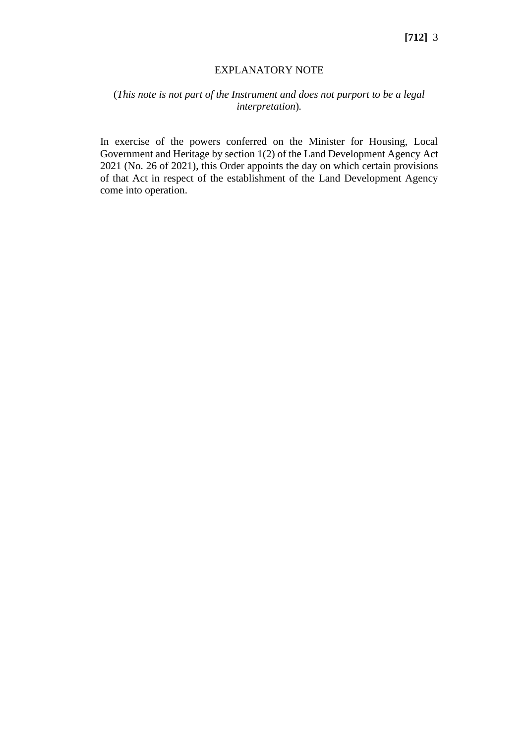EXPLANATORY NOTE

(*This note is not part of the Instrument and does not purport to be a legal interpretation*).

In exercise of the powers conferred on the Minister for Housing, Local Government and Heritage by section 1(2) of the Land Development Agency Act 2021 (No. 26 of 2021), this Order appoints the day on which certain provisions of that Act in respect of the establishment of the Land Development Agency come into operation.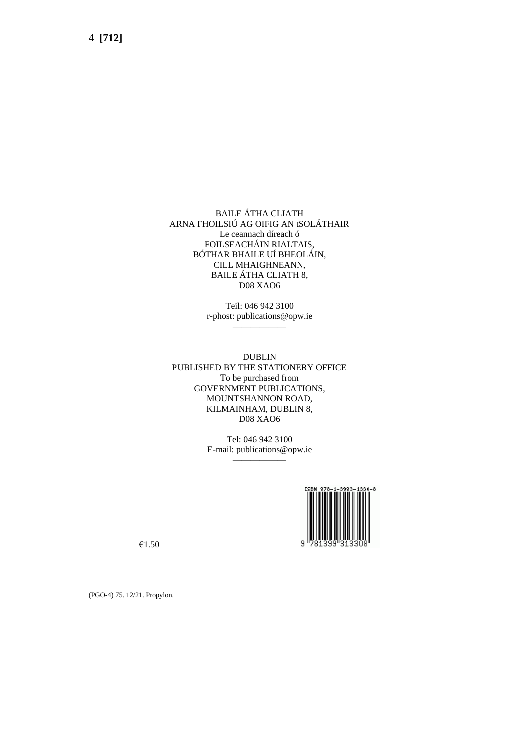BAILE ÁTHA CLIATH
ARNA FHOILSIÚ AG OIFIG AN tSOLÁTHAIR
Le ceannach díreach ó
FOILSEACHÁIN RIALTAIS,
BÓTHAR BHAILE UÍ BHEOLÁIN,
CILL MHAIGHNEANN,
BAILE ÁTHA CLIATH 8,
D08 XAO6

Teil: 046 942 3100
r-phost: publications@opw.ie

---

DUBLIN
PUBLISHED BY THE STATIONERY OFFICE
To be purchased from
GOVERNMENT PUBLICATIONS,
MOUNTSHANNON ROAD,
KILMAINHAM, DUBLIN 8,
D08 XAO6

Tel: 046 942 3100
E-mail: publications@opw.ie

---

ISBN 978-1-3993-1330-8

9 781399 313308

€1.50

(PGO-4) 75. 12/21. Propylon.